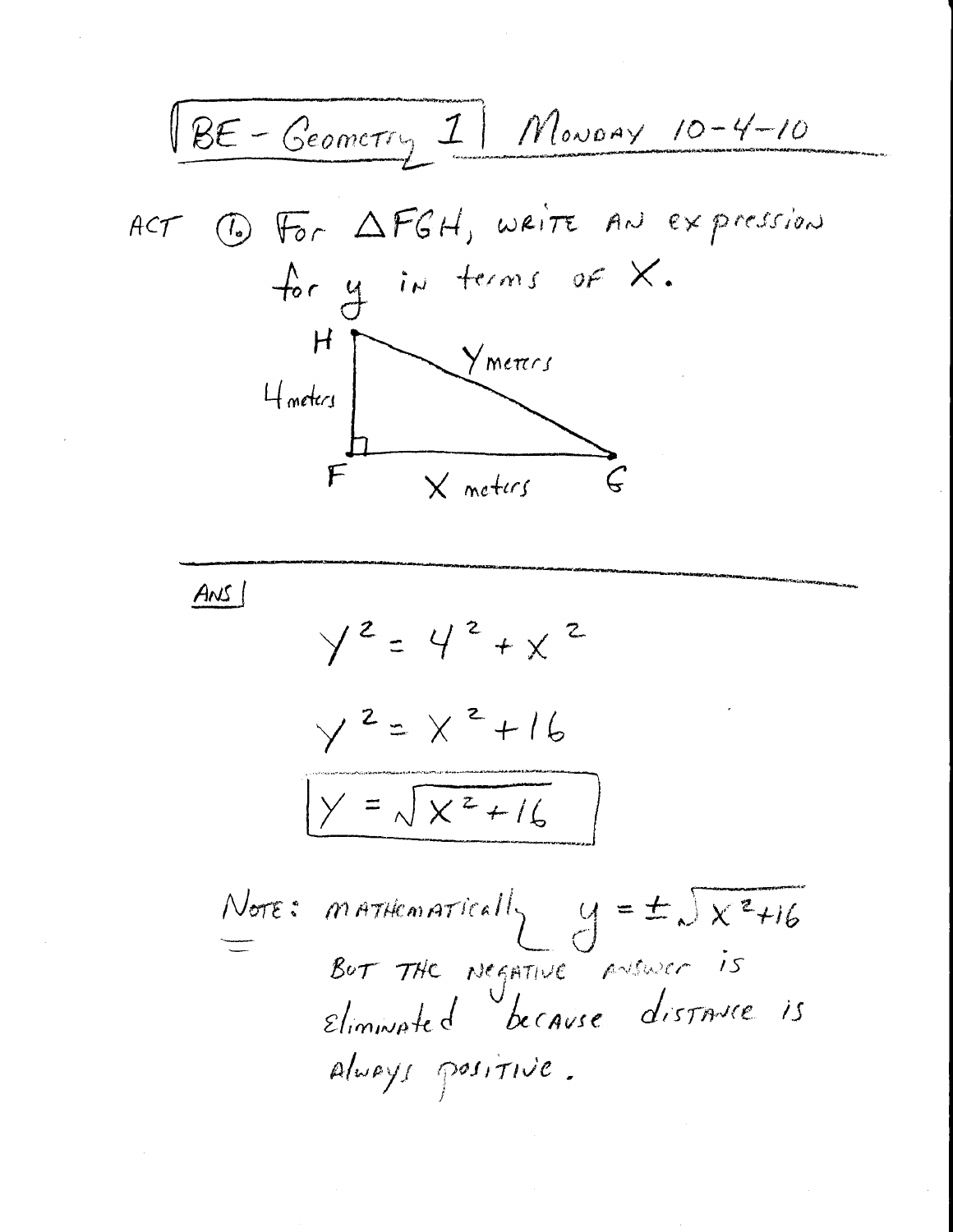# BE - Geometry 1 | Monday 10-4-10

ACT ① For $\triangle FGH$, write an expression for $y$ in terms of $X$.

H — 4 meters — F (right angle at F) — X meters — G; hypotenuse HG: Y meters

---

ANS |

$$Y^2 = 4^2 + X^2$$

$$Y^2 = X^2 + 16$$

$$\boxed{Y = \sqrt{X^2 + 16}}$$

<u>Note</u>: mathematically $y = \pm\sqrt{X^2+16}$ but the negative answer is eliminated because distance is always positive.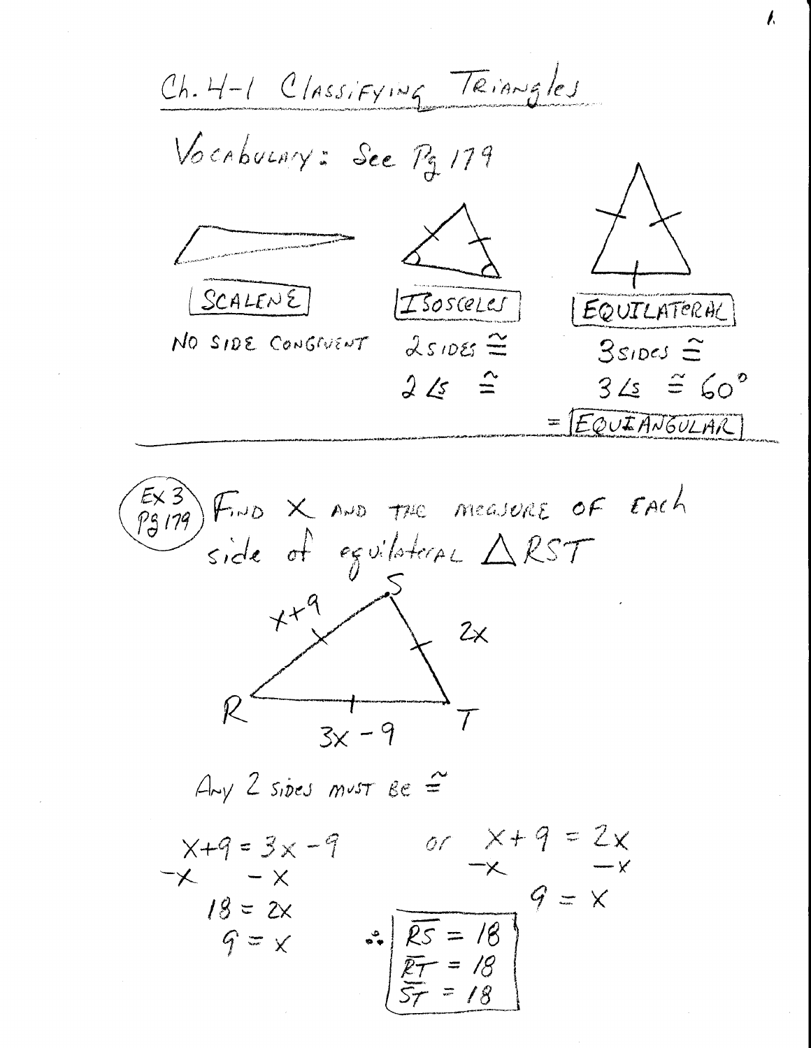# Ch. 4-1 Classifying Triangles

Vocabulary: See Pg 179

**SCALENE**

NO SIDE CONGRUENT

**ISOSCELES**

2 SIDES $\cong$

2 $\angle$s $\cong$

**EQUILATERAL**

3 SIDES $\cong$

3 $\angle$s $\cong 60°$

= **EQUIANGULAR**

---

(Ex 3 Pg 179) FIND X AND THE MEASURE OF EACH side of equilateral $\triangle RST$

$RS = x+9$, $ST = 2x$, $RT = 3x-9$

Any 2 sides must be $\cong$

$$x+9 = 3x-9$$
$$-x \qquad -x$$
$$18 = 2x$$
$$9 = x$$

or

$$x+9 = 2x$$
$$-x \qquad -x$$
$$9 = x$$

$\therefore$
$\overline{RS} = 18$
$\overline{RT} = 18$
$\overline{ST} = 18$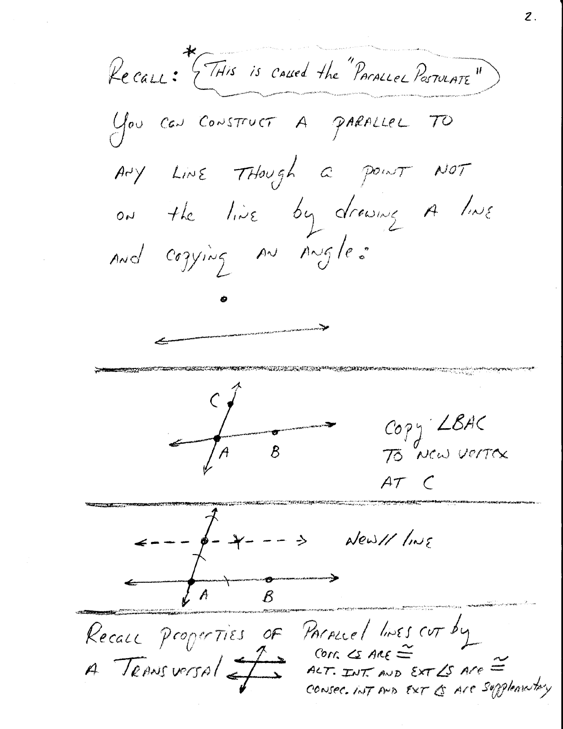Recall: * (This is called the "Parallel Postulate")

You can construct a parallel to any line though a point not on the line by drawing a line and copying an angle:

---

Copy $\angle BAC$ to new vertex at $C$

---

New // line

---

Recall properties of parallel lines cut by a transversal

- Corr. $\angle$s are $\cong$
- Alt. int. and ext $\angle$s are $\cong$
- Consec. int and ext $\angle$s are supplementary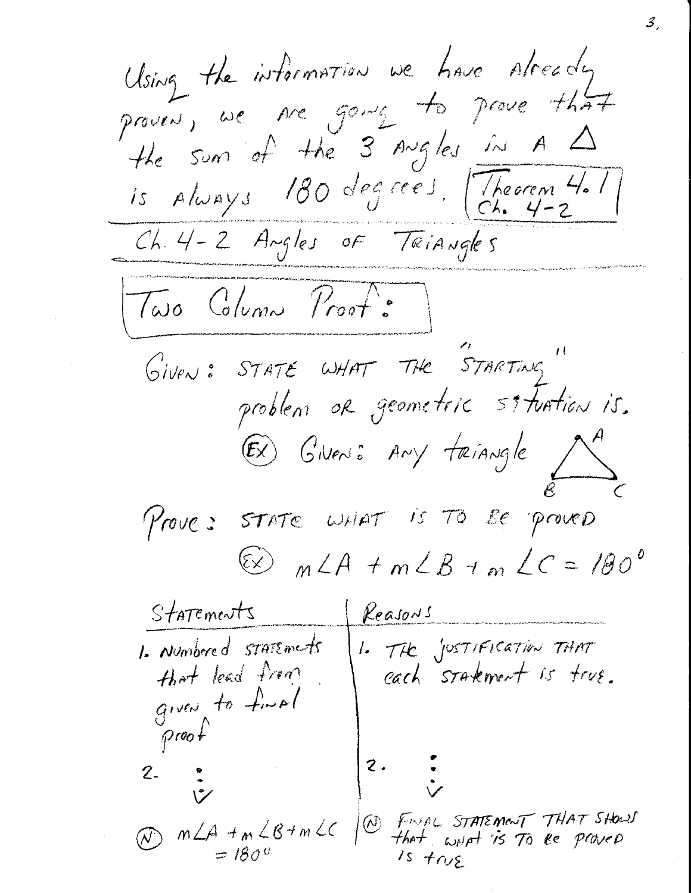Using the information we have already proven, we are going to prove that the sum of the 3 angles in a $\triangle$ is always 180 degrees. [Theorem 4.1 Ch. 4-2]

## Ch. 4-2 Angles of Triangles

### Two Column Proof:

Given: STATE WHAT THE "STARTING" problem or geometric situation is.

(EX) Given: Any triangle (triangle with vertices A, B, C)

Prove: STATE WHAT IS TO BE PROVED

(EX) $m\angle A + m\angle B + m\angle C = 180^\circ$

| Statements | Reasons |
| --- | --- |
| 1. Numbered statements that lead from given to final proof | 1. The justification that each statement is true. |
| 2. ⋮ | 2. ⋮ |
| (N) $m\angle A + m\angle B + m\angle C = 180^\circ$ | (N) Final statement that shows that what is to be proved is true |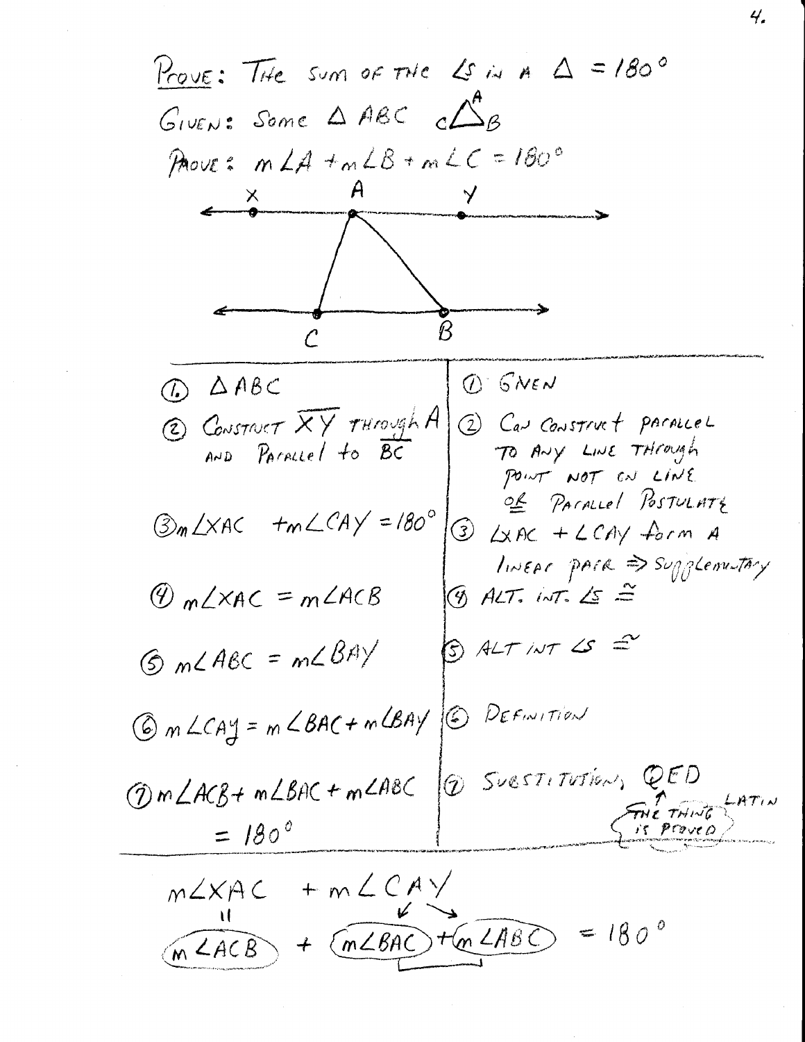PROVE: THE SUM OF THE $\angle$S IN A $\triangle = 180°$

GIVEN: Some $\triangle ABC$

PROVE: $m\angle A + m\angle B + m\angle C = 180°$

| Statements | Reasons |
|---|---|
| ① $\triangle ABC$ | ① GIVEN |
| ② CONSTRUCT $\overline{XY}$ THROUGH A AND PARALLEL TO $\overline{BC}$ | ② CAN CONSTRUCT PARALLEL TO ANY LINE THROUGH POINT NOT ON LINE OR PARALLEL POSTULATE |
| ③ $m\angle XAC + m\angle CAY = 180°$ | ③ $\angle XAC + \angle CAY$ form A LINEAR PAIR $\Rightarrow$ SUPPLEMENTARY |
| ④ $m\angle XAC = m\angle ACB$ | ④ ALT. INT. $\angle$S $\cong$ |
| ⑤ $m\angle ABC = m\angle BAY$ | ⑤ ALT INT $\angle$S $\cong$ |
| ⑥ $m\angle CAY = m\angle BAC + m\angle BAY$ | ⑥ DEFINITION |
| ⑦ $m\angle ACB + m\angle BAC + m\angle ABC = 180°$ | ⑦ SUBSTITUTION, QED (LATIN: THE THING IS PROVED) |

$$m\angle XAC + m\angle CAY$$

$$m\angle ACB + m\angle BAC + m\angle ABC = 180°$$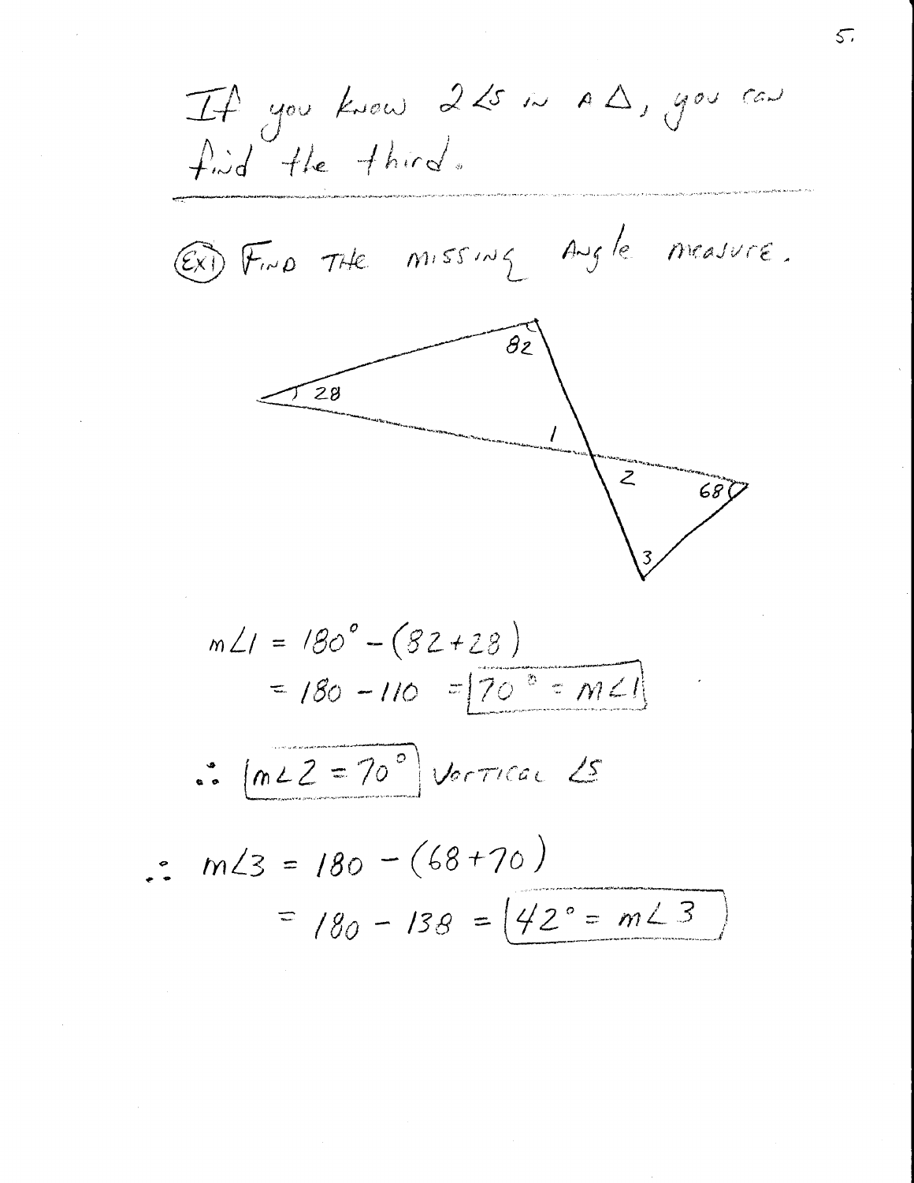If you know 2 ∠s in a △, you can find the third.

---

(Ex1) FIND THE MISSING Angle measure.

$$m\angle 1 = 180^\circ - (82 + 28)$$
$$= 180 - 110 = \boxed{70^\circ = m\angle 1}$$

$\therefore$ $\boxed{m\angle 2 = 70^\circ}$ Vertical ∠s

$$\therefore\ m\angle 3 = 180 - (68 + 70)$$
$$= 180 - 138 = \boxed{42^\circ = m\angle 3}$$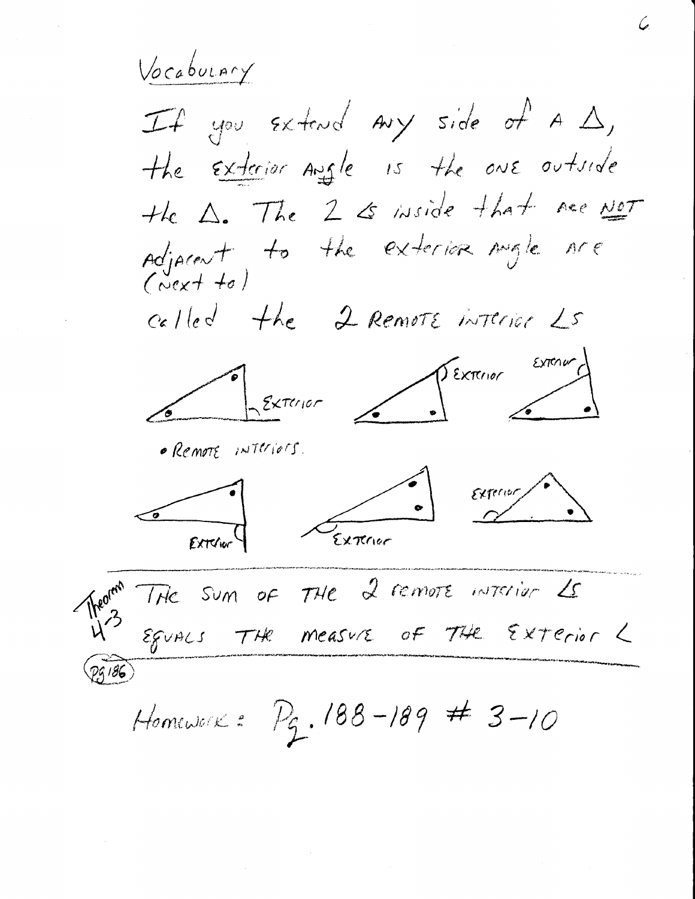# Vocabulary

If you extend any side of a $\Delta$, the exterior angle is the one outside the $\Delta$. The 2 $\angle$s inside that are NOT adjacent (next to) to the exterior angle are called the 2 remote interior $\angle$s

Exterior

Exterior

Exterior

• Remote interiors.

Exterior

Exterior

Exterior

Theorem 4-3 (Pg 186)

The sum of the 2 remote interior $\angle$s equals the measure of the exterior $\angle$

Homework: Pg. 188-189 # 3-10